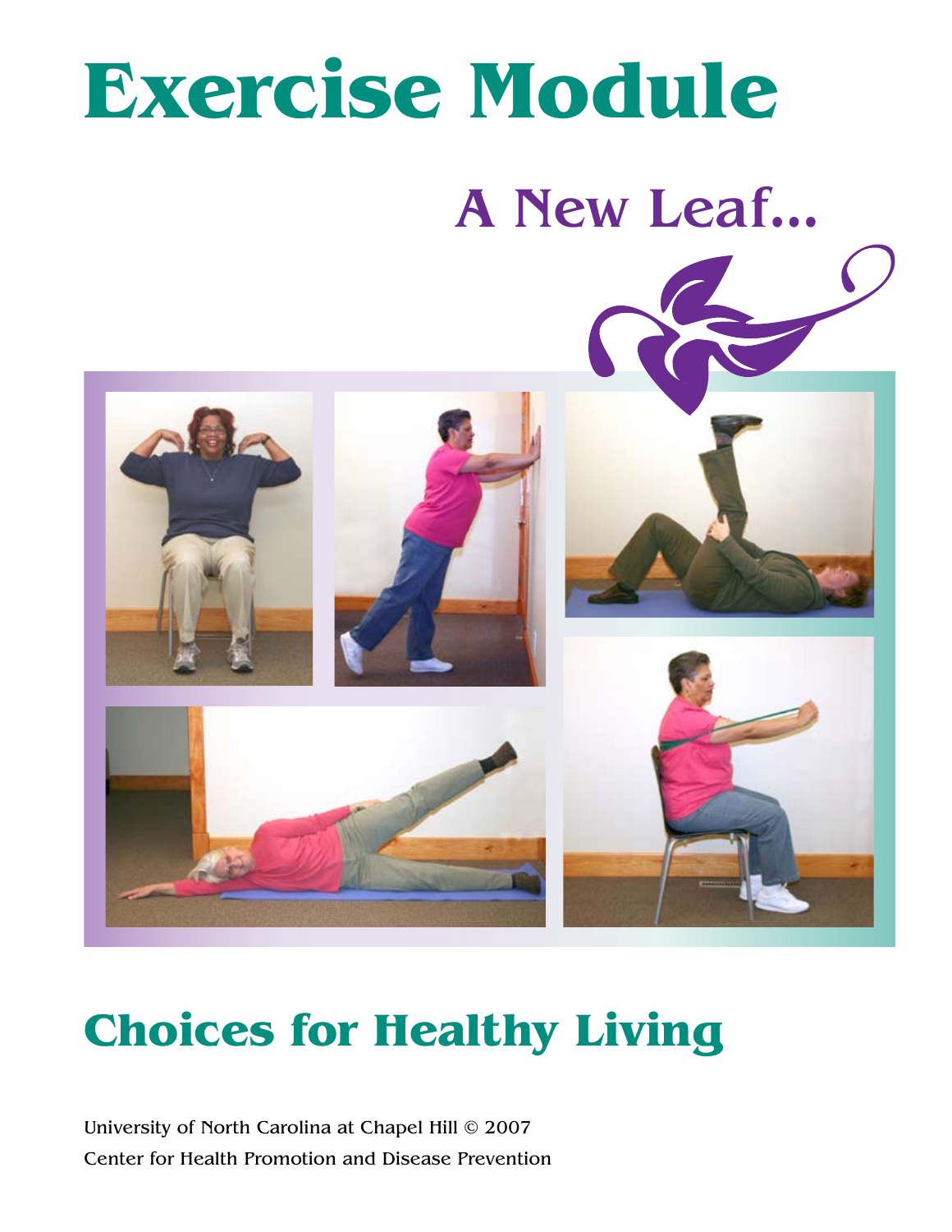# Exercise Module

## A New Leaf...

## Choices for Healthy Living

University of North Carolina at Chapel Hill © 2007

Center for Health Promotion and Disease Prevention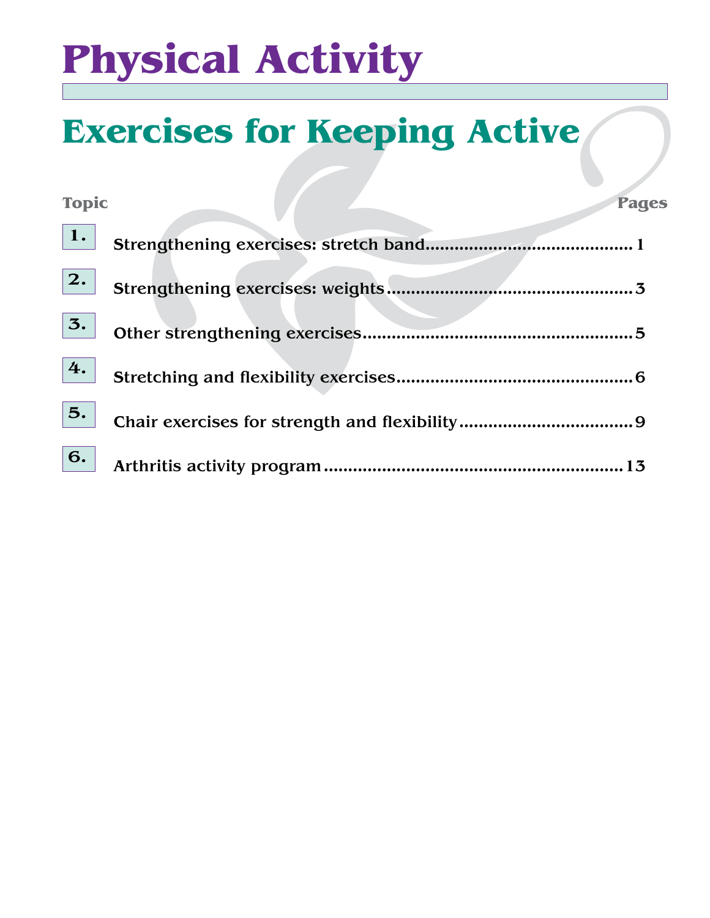# Physical Activity

## Exercises for Keeping Active

| Topic | | Pages |
|---|---|---|
| 1. | Strengthening exercises: stretch band | 1 |
| 2. | Strengthening exercises: weights | 3 |
| 3. | Other strengthening exercises | 5 |
| 4. | Stretching and flexibility exercises | 6 |
| 5. | Chair exercises for strength and flexibility | 9 |
| 6. | Arthritis activity program | 13 |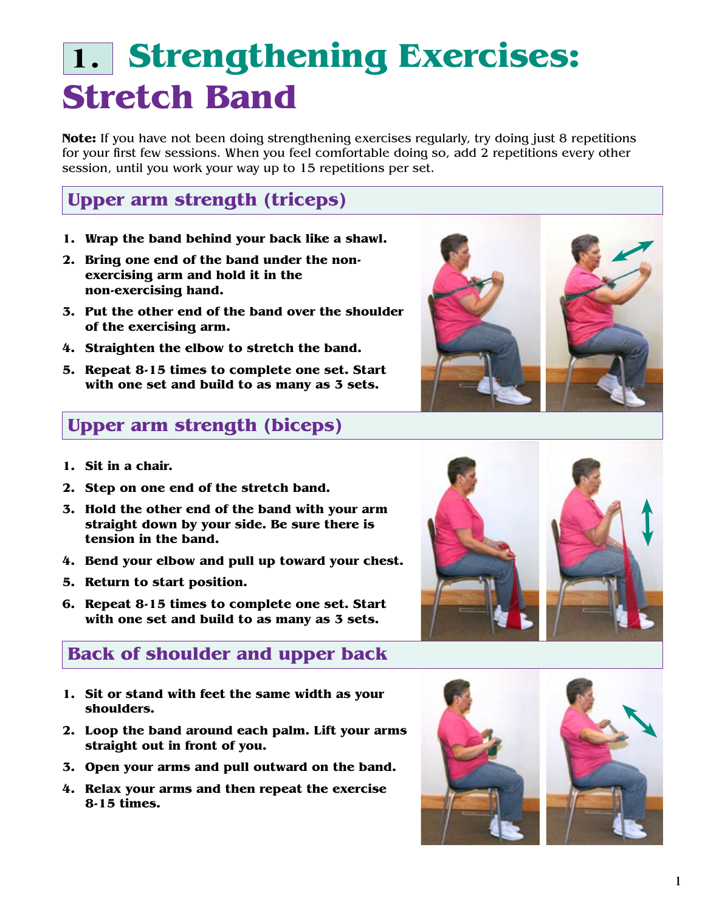# 1. Strengthening Exercises: Stretch Band

**Note:** If you have not been doing strengthening exercises regularly, try doing just 8 repetitions for your first few sessions. When you feel comfortable doing so, add 2 repetitions every other session, until you work your way up to 15 repetitions per set.

## Upper arm strength (triceps)

1. **Wrap the band behind your back like a shawl.**
2. **Bring one end of the band under the non-exercising arm and hold it in the non-exercising hand.**
3. **Put the other end of the band over the shoulder of the exercising arm.**
4. **Straighten the elbow to stretch the band.**
5. **Repeat 8-15 times to complete one set. Start with one set and build to as many as 3 sets.**

## Upper arm strength (biceps)

1. **Sit in a chair.**
2. **Step on one end of the stretch band.**
3. **Hold the other end of the band with your arm straight down by your side. Be sure there is tension in the band.**
4. **Bend your elbow and pull up toward your chest.**
5. **Return to start position.**
6. **Repeat 8-15 times to complete one set. Start with one set and build to as many as 3 sets.**

## Back of shoulder and upper back

1. **Sit or stand with feet the same width as your shoulders.**
2. **Loop the band around each palm. Lift your arms straight out in front of you.**
3. **Open your arms and pull outward on the band.**
4. **Relax your arms and then repeat the exercise 8-15 times.**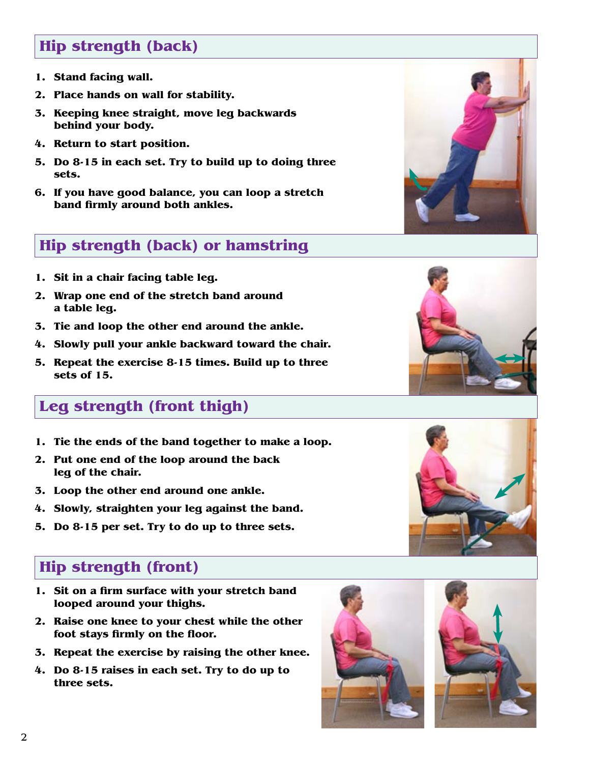## Hip strength (back)

1. **Stand facing wall.**
2. **Place hands on wall for stability.**
3. **Keeping knee straight, move leg backwards behind your body.**
4. **Return to start position.**
5. **Do 8-15 in each set. Try to build up to doing three sets.**
6. **If you have good balance, you can loop a stretch band firmly around both ankles.**

## Hip strength (back) or hamstring

1. **Sit in a chair facing table leg.**
2. **Wrap one end of the stretch band around a table leg.**
3. **Tie and loop the other end around the ankle.**
4. **Slowly pull your ankle backward toward the chair.**
5. **Repeat the exercise 8-15 times. Build up to three sets of 15.**

## Leg strength (front thigh)

1. **Tie the ends of the band together to make a loop.**
2. **Put one end of the loop around the back leg of the chair.**
3. **Loop the other end around one ankle.**
4. **Slowly, straighten your leg against the band.**
5. **Do 8-15 per set. Try to do up to three sets.**

## Hip strength (front)

1. **Sit on a firm surface with your stretch band looped around your thighs.**
2. **Raise one knee to your chest while the other foot stays firmly on the floor.**
3. **Repeat the exercise by raising the other knee.**
4. **Do 8-15 raises in each set. Try to do up to three sets.**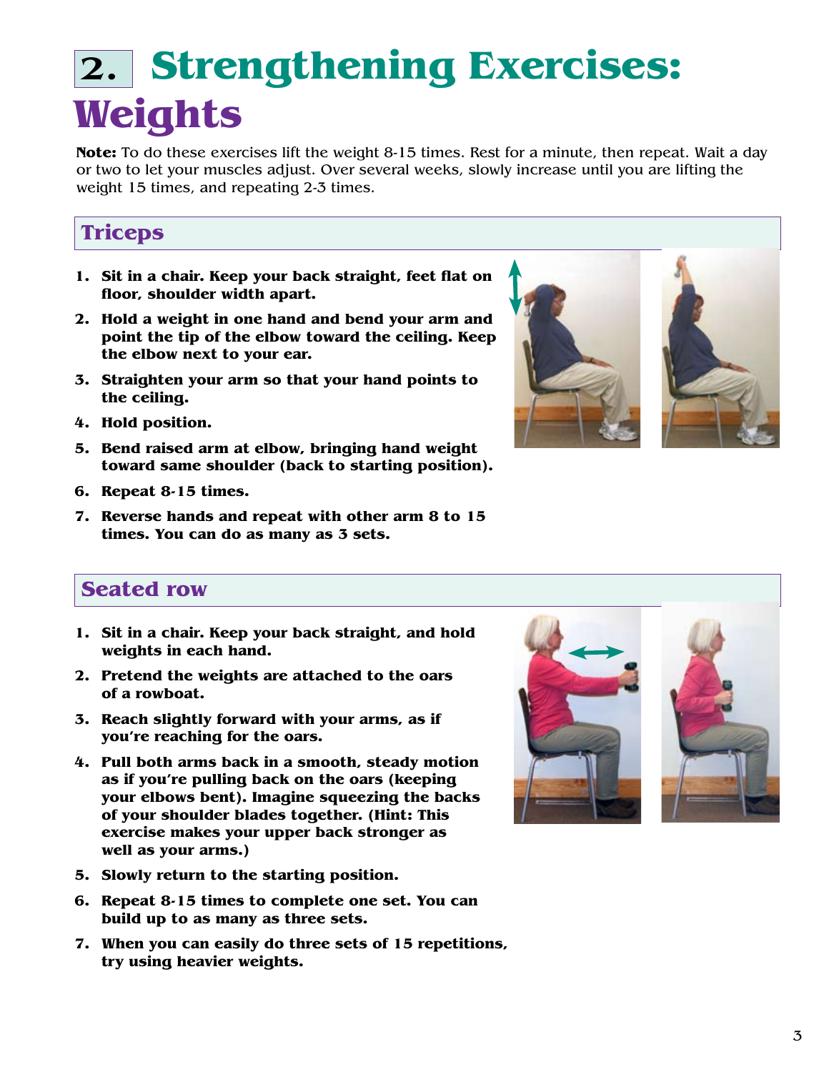# 2. Strengthening Exercises: Weights

**Note:** To do these exercises lift the weight 8-15 times. Rest for a minute, then repeat. Wait a day or two to let your muscles adjust. Over several weeks, slowly increase until you are lifting the weight 15 times, and repeating 2-3 times.

## Triceps

1. **Sit in a chair. Keep your back straight, feet flat on floor, shoulder width apart.**
2. **Hold a weight in one hand and bend your arm and point the tip of the elbow toward the ceiling. Keep the elbow next to your ear.**
3. **Straighten your arm so that your hand points to the ceiling.**
4. **Hold position.**
5. **Bend raised arm at elbow, bringing hand weight toward same shoulder (back to starting position).**
6. **Repeat 8-15 times.**
7. **Reverse hands and repeat with other arm 8 to 15 times. You can do as many as 3 sets.**

## Seated row

1. **Sit in a chair. Keep your back straight, and hold weights in each hand.**
2. **Pretend the weights are attached to the oars of a rowboat.**
3. **Reach slightly forward with your arms, as if you're reaching for the oars.**
4. **Pull both arms back in a smooth, steady motion as if you're pulling back on the oars (keeping your elbows bent). Imagine squeezing the backs of your shoulder blades together. (Hint: This exercise makes your upper back stronger as well as your arms.)**
5. **Slowly return to the starting position.**
6. **Repeat 8-15 times to complete one set. You can build up to as many as three sets.**
7. **When you can easily do three sets of 15 repetitions, try using heavier weights.**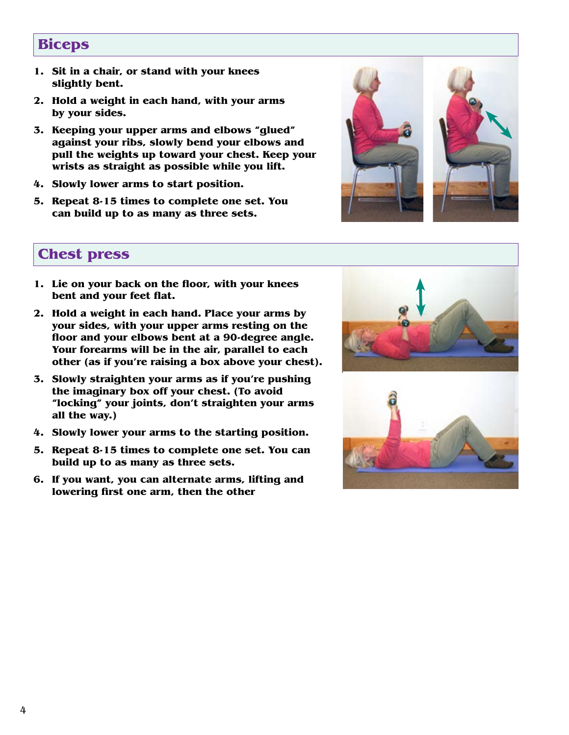## Biceps

1. Sit in a chair, or stand with your knees slightly bent.
2. Hold a weight in each hand, with your arms by your sides.
3. Keeping your upper arms and elbows "glued" against your ribs, slowly bend your elbows and pull the weights up toward your chest. Keep your wrists as straight as possible while you lift.
4. Slowly lower arms to start position.
5. Repeat 8-15 times to complete one set. You can build up to as many as three sets.

## Chest press

1. Lie on your back on the floor, with your knees bent and your feet flat.
2. Hold a weight in each hand. Place your arms by your sides, with your upper arms resting on the floor and your elbows bent at a 90-degree angle. Your forearms will be in the air, parallel to each other (as if you're raising a box above your chest).
3. Slowly straighten your arms as if you're pushing the imaginary box off your chest. (To avoid "locking" your joints, don't straighten your arms all the way.)
4. Slowly lower your arms to the starting position.
5. Repeat 8-15 times to complete one set. You can build up to as many as three sets.
6. If you want, you can alternate arms, lifting and lowering first one arm, then the other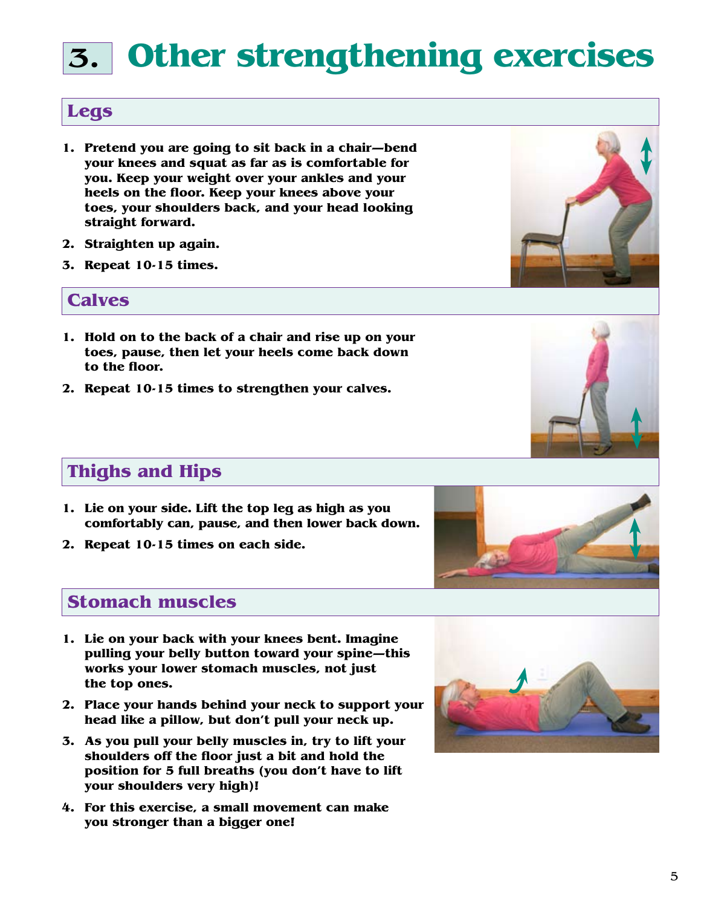# 3. Other strengthening exercises

## Legs

1. Pretend you are going to sit back in a chair—bend your knees and squat as far as is comfortable for you. Keep your weight over your ankles and your heels on the floor. Keep your knees above your toes, your shoulders back, and your head looking straight forward.
2. Straighten up again.
3. Repeat 10-15 times.

## Calves

1. Hold on to the back of a chair and rise up on your toes, pause, then let your heels come back down to the floor.
2. Repeat 10-15 times to strengthen your calves.

## Thighs and Hips

1. Lie on your side. Lift the top leg as high as you comfortably can, pause, and then lower back down.
2. Repeat 10-15 times on each side.

## Stomach muscles

1. Lie on your back with your knees bent. Imagine pulling your belly button toward your spine—this works your lower stomach muscles, not just the top ones.
2. Place your hands behind your neck to support your head like a pillow, but don't pull your neck up.
3. As you pull your belly muscles in, try to lift your shoulders off the floor just a bit and hold the position for 5 full breaths (you don't have to lift your shoulders very high)!
4. For this exercise, a small movement can make you stronger than a bigger one!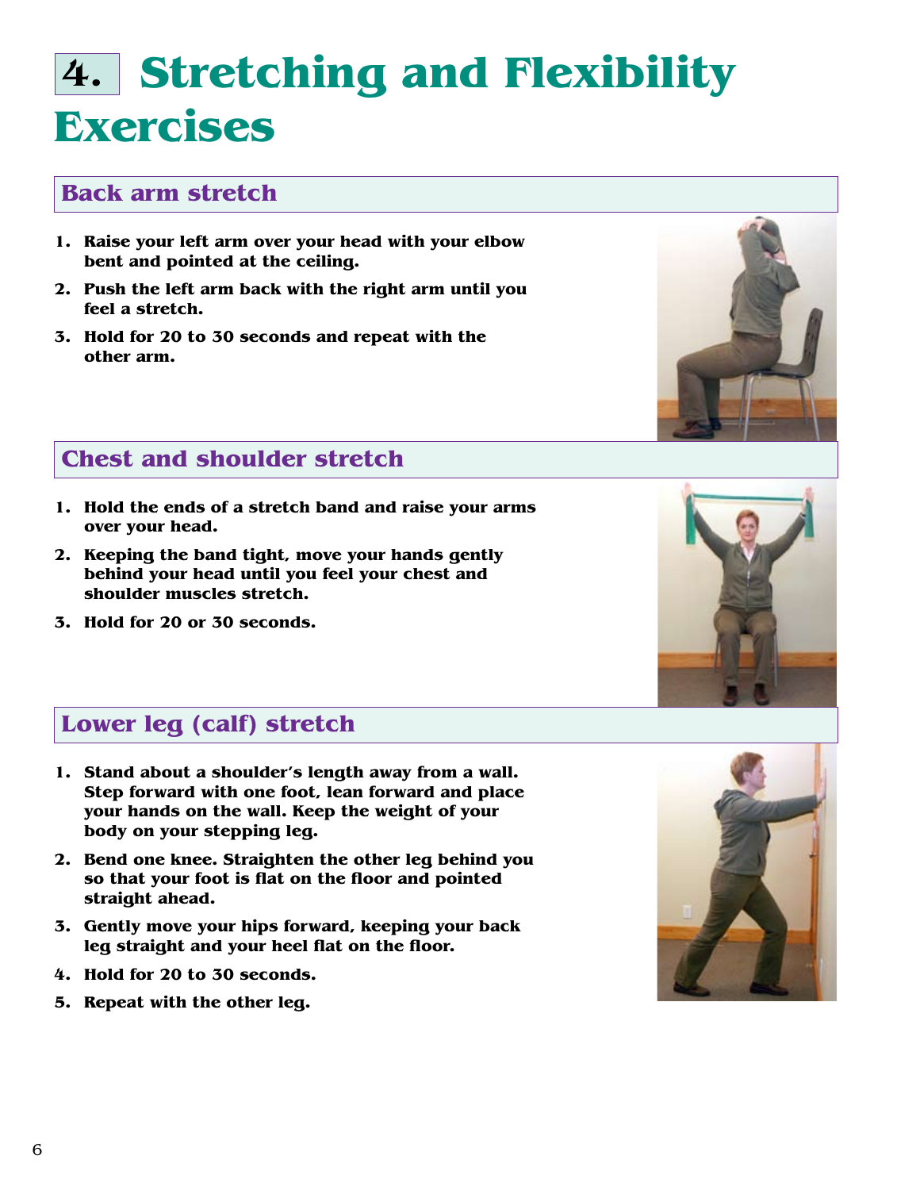# 4. Stretching and Flexibility Exercises

## Back arm stretch

1. Raise your left arm over your head with your elbow bent and pointed at the ceiling.
2. Push the left arm back with the right arm until you feel a stretch.
3. Hold for 20 to 30 seconds and repeat with the other arm.

## Chest and shoulder stretch

1. Hold the ends of a stretch band and raise your arms over your head.
2. Keeping the band tight, move your hands gently behind your head until you feel your chest and shoulder muscles stretch.
3. Hold for 20 or 30 seconds.

## Lower leg (calf) stretch

1. Stand about a shoulder's length away from a wall. Step forward with one foot, lean forward and place your hands on the wall. Keep the weight of your body on your stepping leg.
2. Bend one knee. Straighten the other leg behind you so that your foot is flat on the floor and pointed straight ahead.
3. Gently move your hips forward, keeping your back leg straight and your heel flat on the floor.
4. Hold for 20 to 30 seconds.
5. Repeat with the other leg.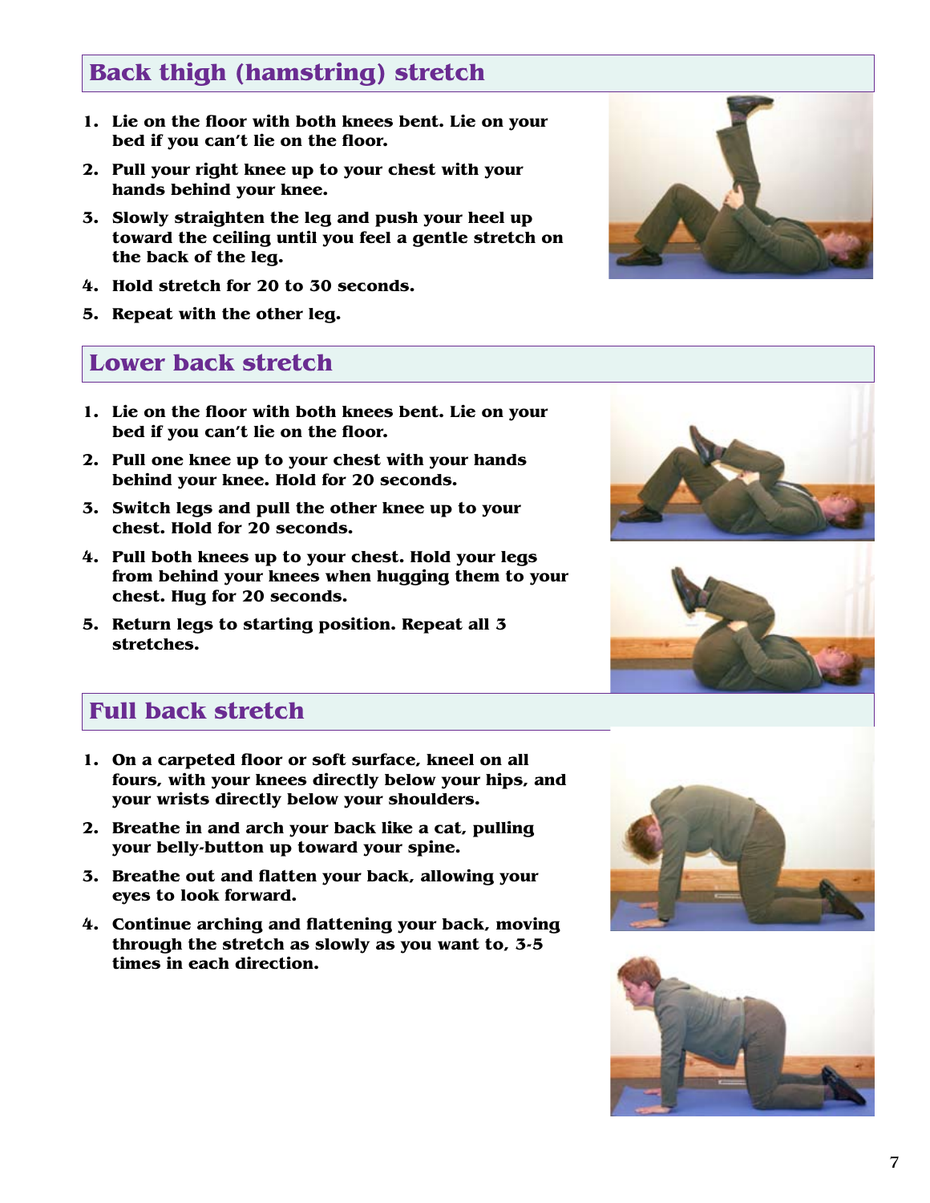## Back thigh (hamstring) stretch

1. **Lie on the floor with both knees bent. Lie on your bed if you can't lie on the floor.**
2. **Pull your right knee up to your chest with your hands behind your knee.**
3. **Slowly straighten the leg and push your heel up toward the ceiling until you feel a gentle stretch on the back of the leg.**
4. **Hold stretch for 20 to 30 seconds.**
5. **Repeat with the other leg.**

## Lower back stretch

1. **Lie on the floor with both knees bent. Lie on your bed if you can't lie on the floor.**
2. **Pull one knee up to your chest with your hands behind your knee. Hold for 20 seconds.**
3. **Switch legs and pull the other knee up to your chest. Hold for 20 seconds.**
4. **Pull both knees up to your chest. Hold your legs from behind your knees when hugging them to your chest. Hug for 20 seconds.**
5. **Return legs to starting position. Repeat all 3 stretches.**

## Full back stretch

1. **On a carpeted floor or soft surface, kneel on all fours, with your knees directly below your hips, and your wrists directly below your shoulders.**
2. **Breathe in and arch your back like a cat, pulling your belly-button up toward your spine.**
3. **Breathe out and flatten your back, allowing your eyes to look forward.**
4. **Continue arching and flattening your back, moving through the stretch as slowly as you want to, 3-5 times in each direction.**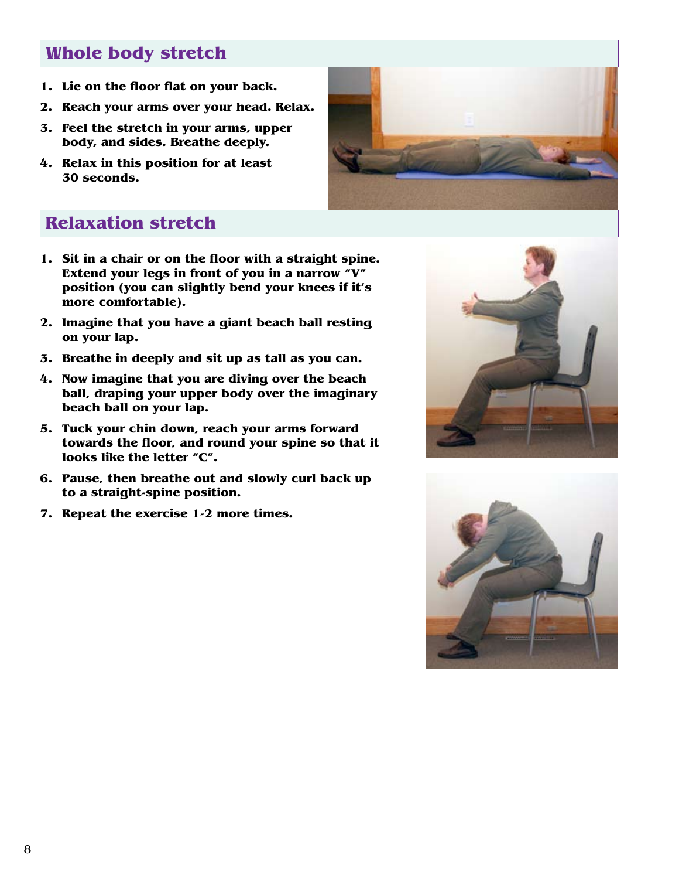## Whole body stretch

1. Lie on the floor flat on your back.
2. Reach your arms over your head. Relax.
3. Feel the stretch in your arms, upper body, and sides. Breathe deeply.
4. Relax in this position for at least 30 seconds.

## Relaxation stretch

1. Sit in a chair or on the floor with a straight spine. Extend your legs in front of you in a narrow "V" position (you can slightly bend your knees if it's more comfortable).
2. Imagine that you have a giant beach ball resting on your lap.
3. Breathe in deeply and sit up as tall as you can.
4. Now imagine that you are diving over the beach ball, draping your upper body over the imaginary beach ball on your lap.
5. Tuck your chin down, reach your arms forward towards the floor, and round your spine so that it looks like the letter "C".
6. Pause, then breathe out and slowly curl back up to a straight-spine position.
7. Repeat the exercise 1-2 more times.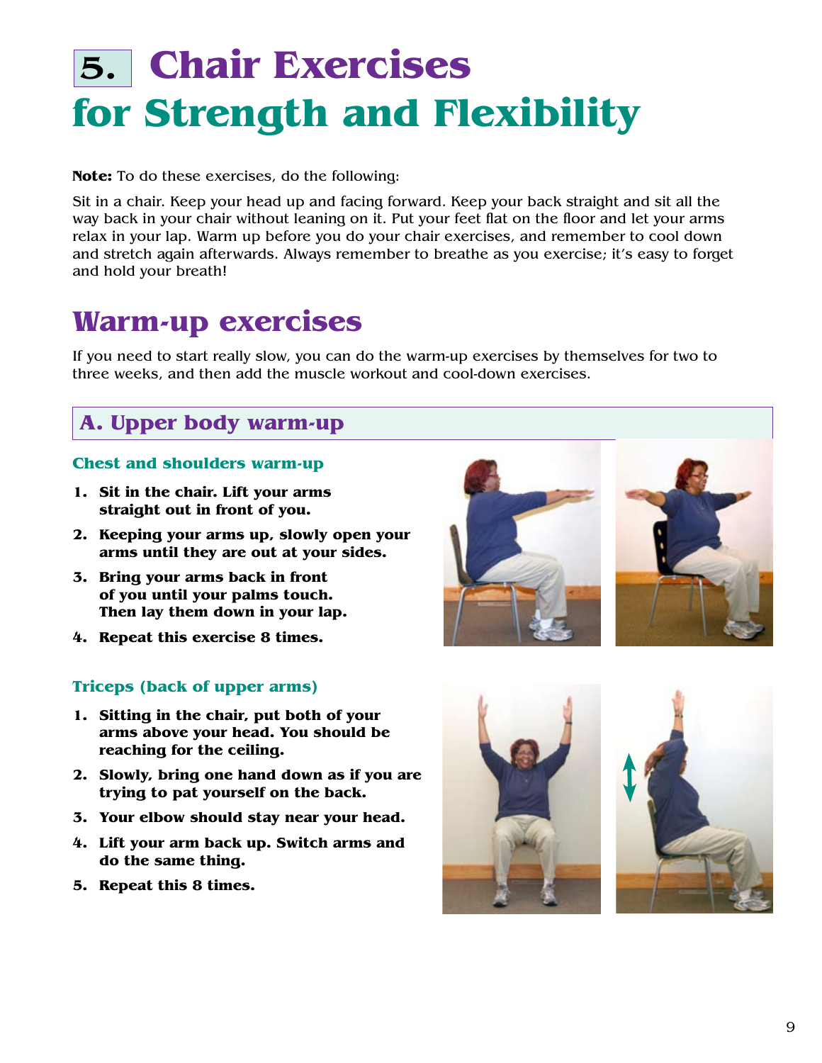# 5. Chair Exercises for Strength and Flexibility

**Note:** To do these exercises, do the following:

Sit in a chair. Keep your head up and facing forward. Keep your back straight and sit all the way back in your chair without leaning on it. Put your feet flat on the floor and let your arms relax in your lap. Warm up before you do your chair exercises, and remember to cool down and stretch again afterwards. Always remember to breathe as you exercise; it's easy to forget and hold your breath!

## Warm-up exercises

If you need to start really slow, you can do the warm-up exercises by themselves for two to three weeks, and then add the muscle workout and cool-down exercises.

### A. Upper body warm-up

#### Chest and shoulders warm-up

1. **Sit in the chair. Lift your arms straight out in front of you.**
2. **Keeping your arms up, slowly open your arms until they are out at your sides.**
3. **Bring your arms back in front of you until your palms touch. Then lay them down in your lap.**
4. **Repeat this exercise 8 times.**

#### Triceps (back of upper arms)

1. **Sitting in the chair, put both of your arms above your head. You should be reaching for the ceiling.**
2. **Slowly, bring one hand down as if you are trying to pat yourself on the back.**
3. **Your elbow should stay near your head.**
4. **Lift your arm back up. Switch arms and do the same thing.**
5. **Repeat this 8 times.**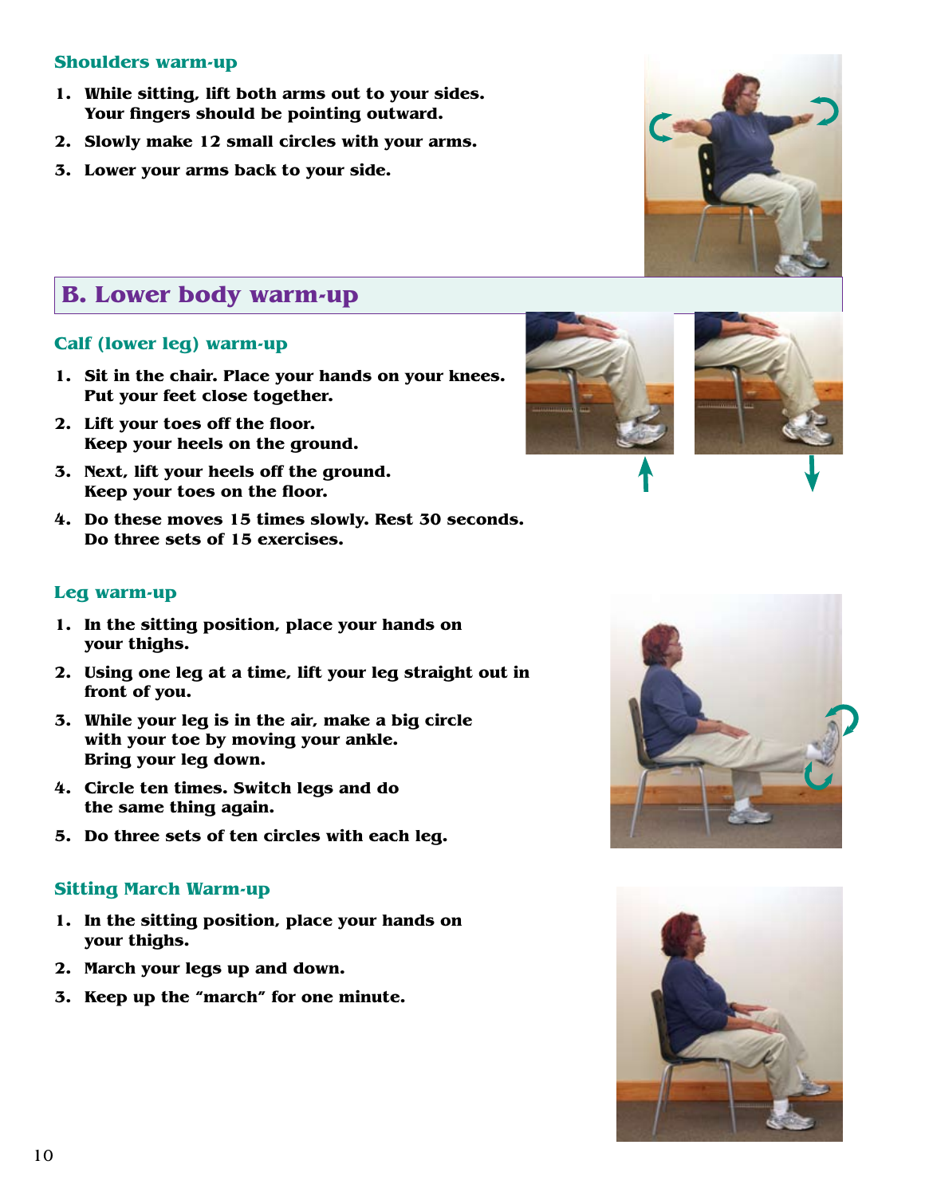### Shoulders warm-up

1. **While sitting, lift both arms out to your sides. Your fingers should be pointing outward.**
2. **Slowly make 12 small circles with your arms.**
3. **Lower your arms back to your side.**

## B. Lower body warm-up

### Calf (lower leg) warm-up

1. **Sit in the chair. Place your hands on your knees. Put your feet close together.**
2. **Lift your toes off the floor. Keep your heels on the ground.**
3. **Next, lift your heels off the ground. Keep your toes on the floor.**
4. **Do these moves 15 times slowly. Rest 30 seconds. Do three sets of 15 exercises.**

### Leg warm-up

1. **In the sitting position, place your hands on your thighs.**
2. **Using one leg at a time, lift your leg straight out in front of you.**
3. **While your leg is in the air, make a big circle with your toe by moving your ankle. Bring your leg down.**
4. **Circle ten times. Switch legs and do the same thing again.**
5. **Do three sets of ten circles with each leg.**

### Sitting March Warm-up

1. **In the sitting position, place your hands on your thighs.**
2. **March your legs up and down.**
3. **Keep up the "march" for one minute.**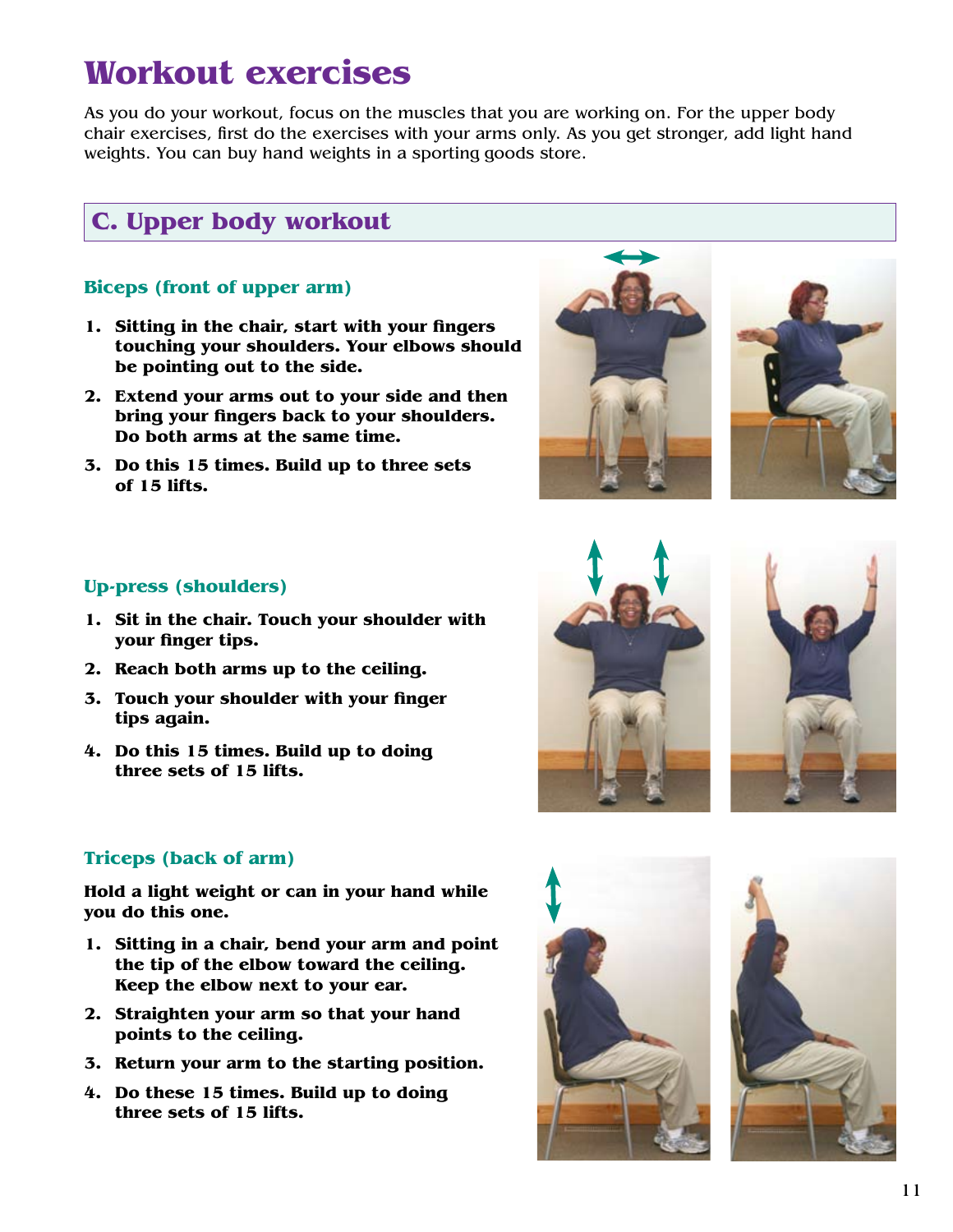# Workout exercises

As you do your workout, focus on the muscles that you are working on. For the upper body chair exercises, first do the exercises with your arms only. As you get stronger, add light hand weights. You can buy hand weights in a sporting goods store.

## C. Upper body workout

### Biceps (front of upper arm)

1. **Sitting in the chair, start with your fingers touching your shoulders. Your elbows should be pointing out to the side.**
2. **Extend your arms out to your side and then bring your fingers back to your shoulders. Do both arms at the same time.**
3. **Do this 15 times. Build up to three sets of 15 lifts.**

### Up-press (shoulders)

1. **Sit in the chair. Touch your shoulder with your finger tips.**
2. **Reach both arms up to the ceiling.**
3. **Touch your shoulder with your finger tips again.**
4. **Do this 15 times. Build up to doing three sets of 15 lifts.**

### Triceps (back of arm)

**Hold a light weight or can in your hand while you do this one.**

1. **Sitting in a chair, bend your arm and point the tip of the elbow toward the ceiling. Keep the elbow next to your ear.**
2. **Straighten your arm so that your hand points to the ceiling.**
3. **Return your arm to the starting position.**
4. **Do these 15 times. Build up to doing three sets of 15 lifts.**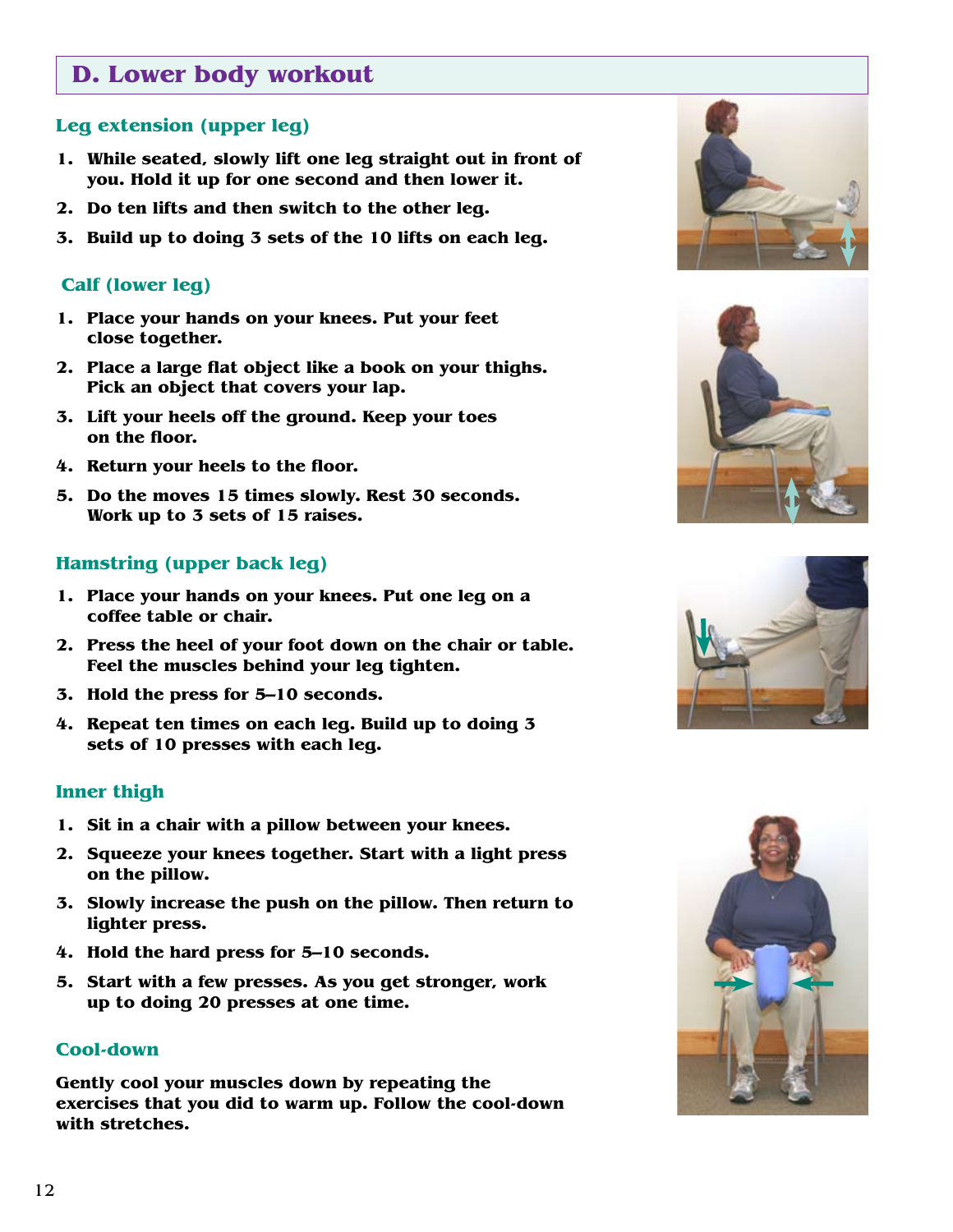## D. Lower body workout

### Leg extension (upper leg)

1. **While seated, slowly lift one leg straight out in front of you. Hold it up for one second and then lower it.**
2. **Do ten lifts and then switch to the other leg.**
3. **Build up to doing 3 sets of the 10 lifts on each leg.**

### Calf (lower leg)

1. **Place your hands on your knees. Put your feet close together.**
2. **Place a large flat object like a book on your thighs. Pick an object that covers your lap.**
3. **Lift your heels off the ground. Keep your toes on the floor.**
4. **Return your heels to the floor.**
5. **Do the moves 15 times slowly. Rest 30 seconds. Work up to 3 sets of 15 raises.**

### Hamstring (upper back leg)

1. **Place your hands on your knees. Put one leg on a coffee table or chair.**
2. **Press the heel of your foot down on the chair or table. Feel the muscles behind your leg tighten.**
3. **Hold the press for 5–10 seconds.**
4. **Repeat ten times on each leg. Build up to doing 3 sets of 10 presses with each leg.**

### Inner thigh

1. **Sit in a chair with a pillow between your knees.**
2. **Squeeze your knees together. Start with a light press on the pillow.**
3. **Slowly increase the push on the pillow. Then return to lighter press.**
4. **Hold the hard press for 5–10 seconds.**
5. **Start with a few presses. As you get stronger, work up to doing 20 presses at one time.**

### Cool-down

**Gently cool your muscles down by repeating the exercises that you did to warm up. Follow the cool-down with stretches.**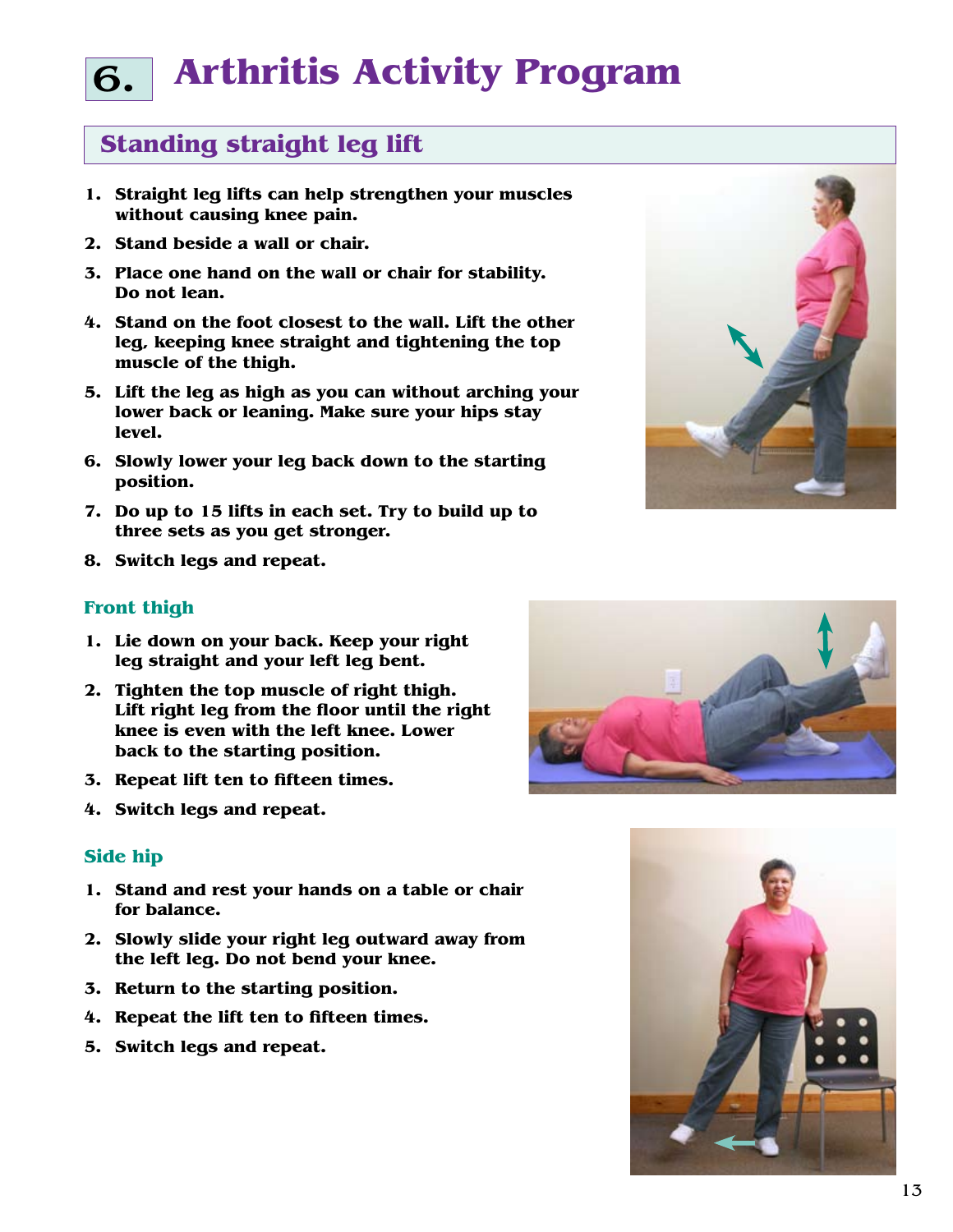# 6. Arthritis Activity Program

## Standing straight leg lift

1. **Straight leg lifts can help strengthen your muscles without causing knee pain.**
2. **Stand beside a wall or chair.**
3. **Place one hand on the wall or chair for stability. Do not lean.**
4. **Stand on the foot closest to the wall. Lift the other leg, keeping knee straight and tightening the top muscle of the thigh.**
5. **Lift the leg as high as you can without arching your lower back or leaning. Make sure your hips stay level.**
6. **Slowly lower your leg back down to the starting position.**
7. **Do up to 15 lifts in each set. Try to build up to three sets as you get stronger.**
8. **Switch legs and repeat.**

### Front thigh

1. **Lie down on your back. Keep your right leg straight and your left leg bent.**
2. **Tighten the top muscle of right thigh. Lift right leg from the floor until the right knee is even with the left knee. Lower back to the starting position.**
3. **Repeat lift ten to fifteen times.**
4. **Switch legs and repeat.**

### Side hip

1. **Stand and rest your hands on a table or chair for balance.**
2. **Slowly slide your right leg outward away from the left leg. Do not bend your knee.**
3. **Return to the starting position.**
4. **Repeat the lift ten to fifteen times.**
5. **Switch legs and repeat.**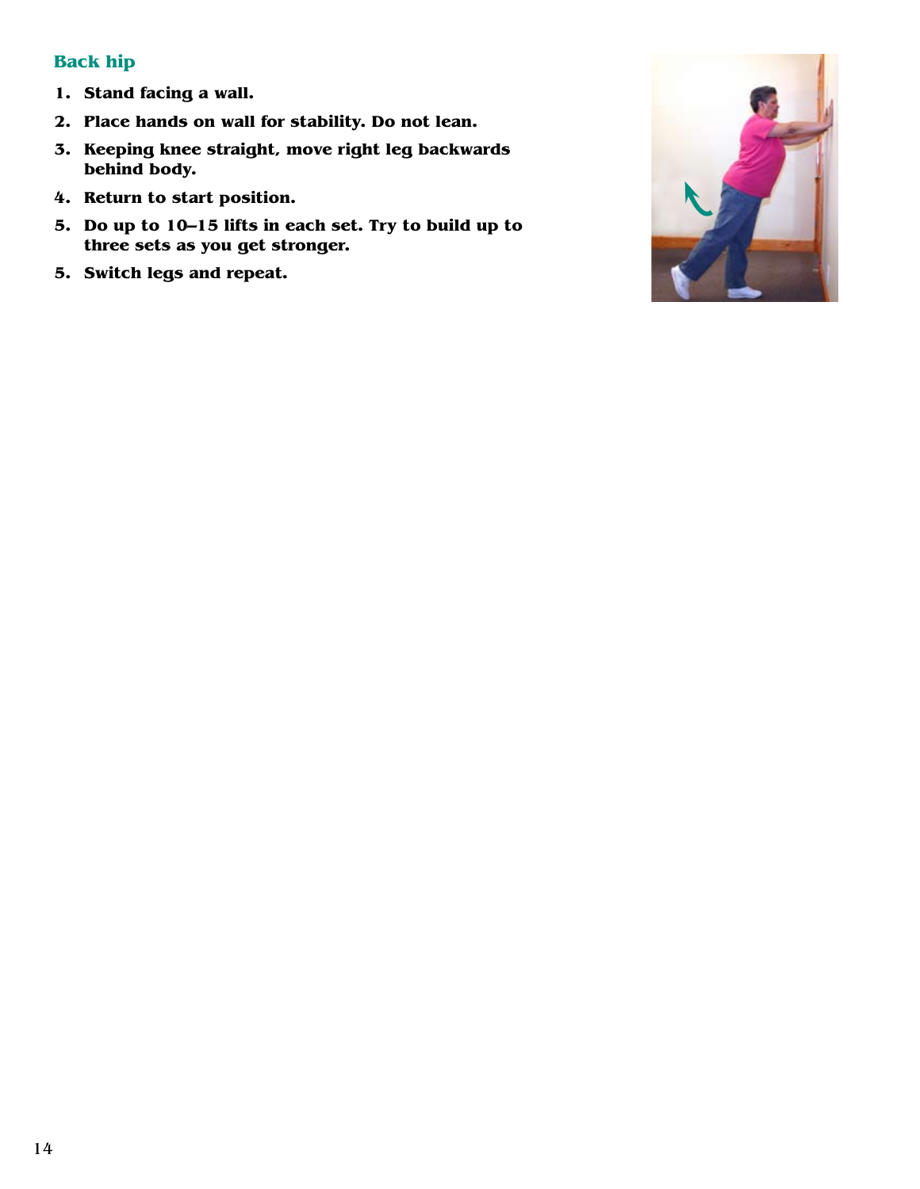### Back hip

1. Stand facing a wall.
2. Place hands on wall for stability. Do not lean.
3. Keeping knee straight, move right leg backwards behind body.
4. Return to start position.
5. Do up to 10–15 lifts in each set. Try to build up to three sets as you get stronger.
5. Switch legs and repeat.